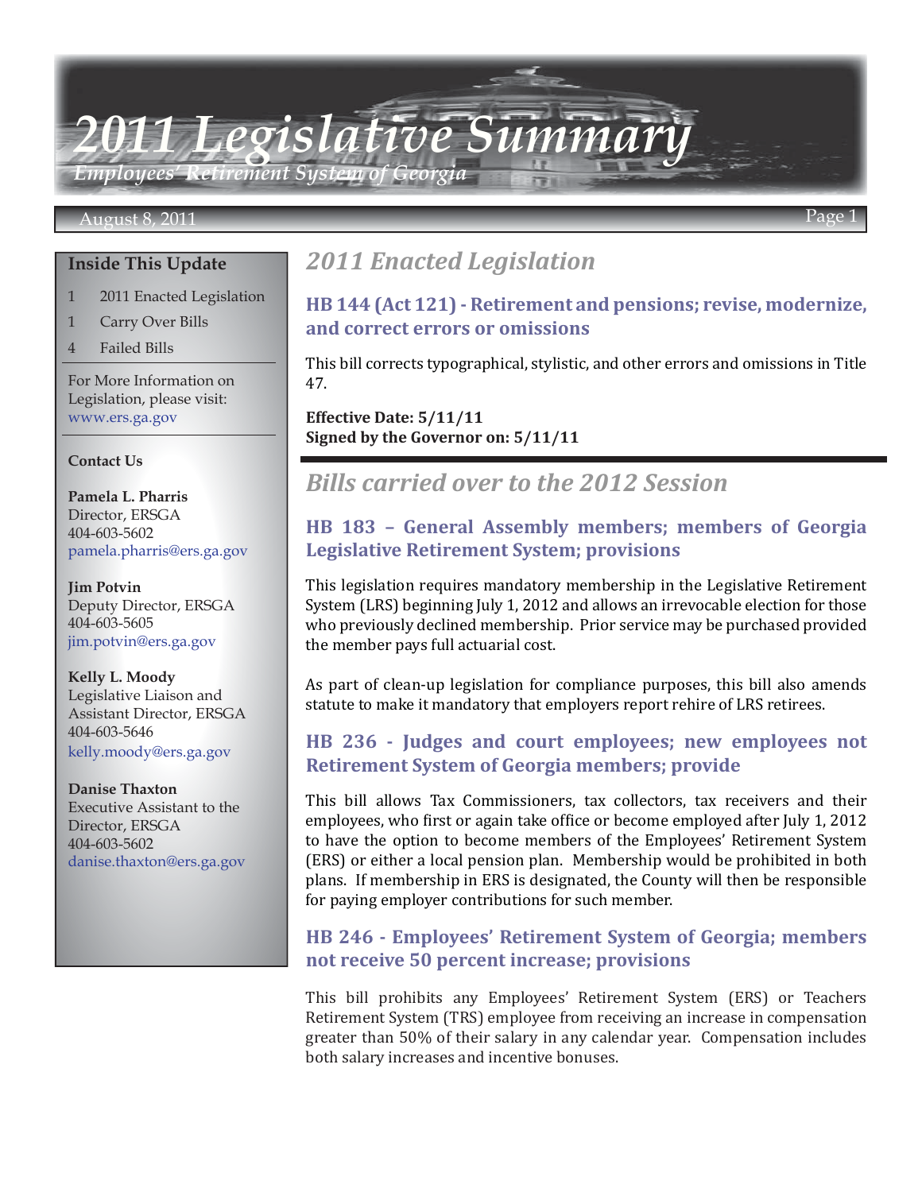# 2011 Legislative Summary

*Employees' Retirement System of Georgia*

August 8, 2011

## Inside This Update

1 2011 Enacted Legislation
1 Carry Over Bills
4 Failed Bills

For More Information on Legislation, please visit: www.ers.ga.gov

**Contact Us**

**Pamela L. Pharris**
Director, ERSGA
404-603-5602
pamela.pharris@ers.ga.gov

**Jim Potvin**
Deputy Director, ERSGA
404-603-5605
jim.potvin@ers.ga.gov

**Kelly L. Moody**
Legislative Liaison and Assistant Director, ERSGA
404-603-5646
kelly.moody@ers.ga.gov

**Danise Thaxton**
Executive Assistant to the Director, ERSGA
404-603-5602
danise.thaxton@ers.ga.gov

## 2011 Enacted Legislation

### HB 144 (Act 121) - Retirement and pensions; revise, modernize, and correct errors or omissions

This bill corrects typographical, stylistic, and other errors and omissions in Title 47.

**Effective Date: 5/11/11**
**Signed by the Governor on: 5/11/11**

## Bills carried over to the 2012 Session

### HB 183 – General Assembly members; members of Georgia Legislative Retirement System; provisions

This legislation requires mandatory membership in the Legislative Retirement System (LRS) beginning July 1, 2012 and allows an irrevocable election for those who previously declined membership. Prior service may be purchased provided the member pays full actuarial cost.

As part of clean-up legislation for compliance purposes, this bill also amends statute to make it mandatory that employers report rehire of LRS retirees.

### HB 236 - Judges and court employees; new employees not Retirement System of Georgia members; provide

This bill allows Tax Commissioners, tax collectors, tax receivers and their employees, who first or again take office or become employed after July 1, 2012 to have the option to become members of the Employees' Retirement System (ERS) or either a local pension plan. Membership would be prohibited in both plans. If membership in ERS is designated, the County will then be responsible for paying employer contributions for such member.

### HB 246 - Employees' Retirement System of Georgia; members not receive 50 percent increase; provisions

This bill prohibits any Employees' Retirement System (ERS) or Teachers Retirement System (TRS) employee from receiving an increase in compensation greater than 50% of their salary in any calendar year. Compensation includes both salary increases and incentive bonuses.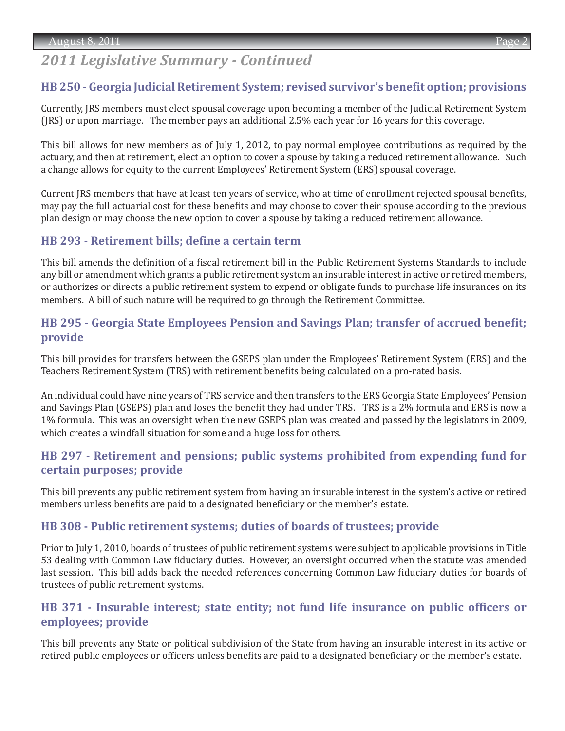# *2011 Legislative Summary - Continued*

### HB 250 - Georgia Judicial Retirement System; revised survivor's benefit option; provisions

Currently, JRS members must elect spousal coverage upon becoming a member of the Judicial Retirement System (JRS) or upon marriage. The member pays an additional 2.5% each year for 16 years for this coverage.

This bill allows for new members as of July 1, 2012, to pay normal employee contributions as required by the actuary, and then at retirement, elect an option to cover a spouse by taking a reduced retirement allowance. Such a change allows for equity to the current Employees' Retirement System (ERS) spousal coverage.

Current JRS members that have at least ten years of service, who at time of enrollment rejected spousal benefits, may pay the full actuarial cost for these benefits and may choose to cover their spouse according to the previous plan design or may choose the new option to cover a spouse by taking a reduced retirement allowance.

### HB 293 - Retirement bills; define a certain term

This bill amends the definition of a fiscal retirement bill in the Public Retirement Systems Standards to include any bill or amendment which grants a public retirement system an insurable interest in active or retired members, or authorizes or directs a public retirement system to expend or obligate funds to purchase life insurances on its members. A bill of such nature will be required to go through the Retirement Committee.

### HB 295 - Georgia State Employees Pension and Savings Plan; transfer of accrued benefit; provide

This bill provides for transfers between the GSEPS plan under the Employees' Retirement System (ERS) and the Teachers Retirement System (TRS) with retirement benefits being calculated on a pro-rated basis.

An individual could have nine years of TRS service and then transfers to the ERS Georgia State Employees' Pension and Savings Plan (GSEPS) plan and loses the benefit they had under TRS. TRS is a 2% formula and ERS is now a 1% formula. This was an oversight when the new GSEPS plan was created and passed by the legislators in 2009, which creates a windfall situation for some and a huge loss for others.

### HB 297 - Retirement and pensions; public systems prohibited from expending fund for certain purposes; provide

This bill prevents any public retirement system from having an insurable interest in the system's active or retired members unless benefits are paid to a designated beneficiary or the member's estate.

### HB 308 - Public retirement systems; duties of boards of trustees; provide

Prior to July 1, 2010, boards of trustees of public retirement systems were subject to applicable provisions in Title 53 dealing with Common Law fiduciary duties. However, an oversight occurred when the statute was amended last session. This bill adds back the needed references concerning Common Law fiduciary duties for boards of trustees of public retirement systems.

### HB 371 - Insurable interest; state entity; not fund life insurance on public officers or employees; provide

This bill prevents any State or political subdivision of the State from having an insurable interest in its active or retired public employees or officers unless benefits are paid to a designated beneficiary or the member's estate.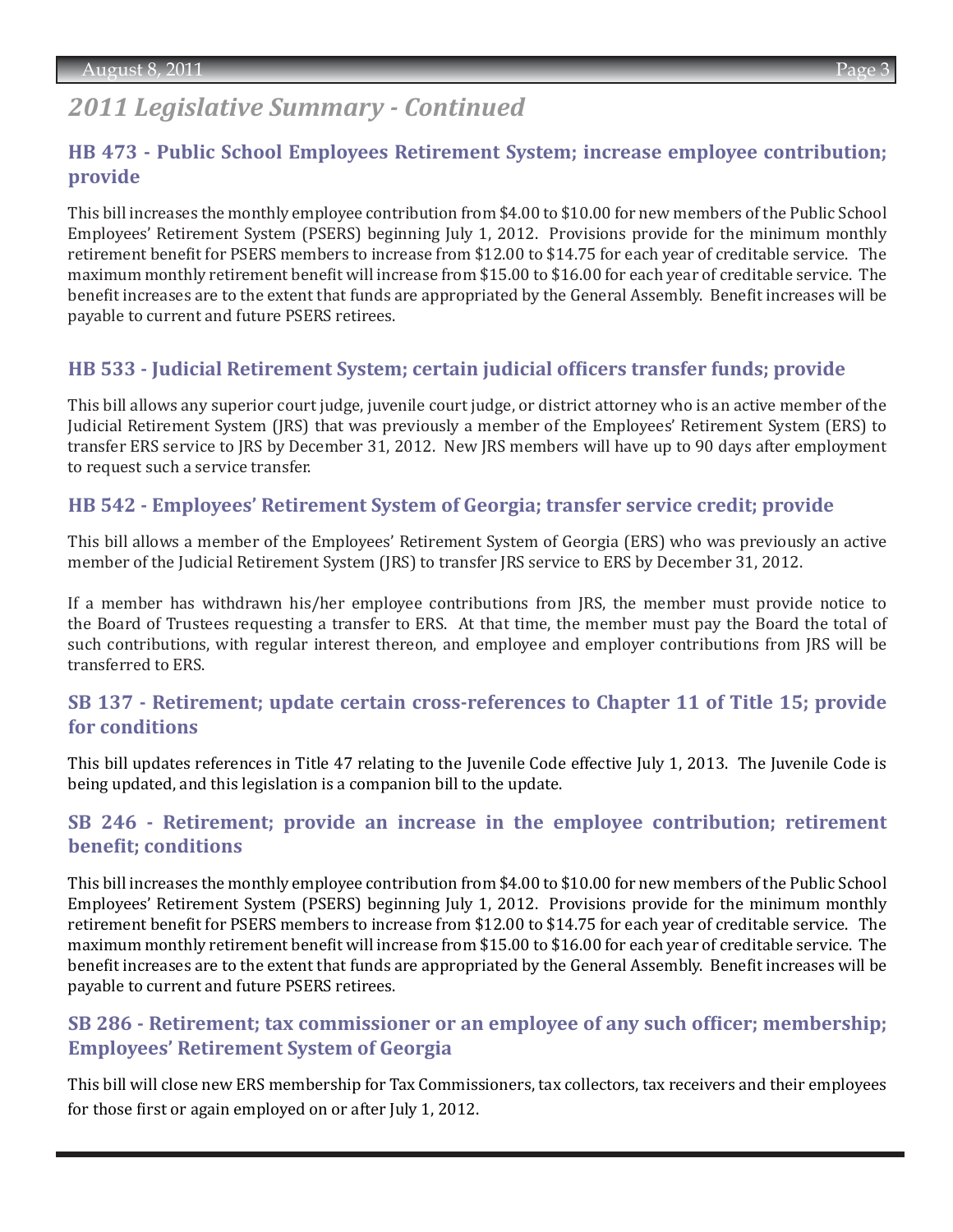# *2011 Legislative Summary - Continued*

## HB 473 - Public School Employees Retirement System; increase employee contribution; provide

This bill increases the monthly employee contribution from $4.00 to $10.00 for new members of the Public School Employees' Retirement System (PSERS) beginning July 1, 2012. Provisions provide for the minimum monthly retirement benefit for PSERS members to increase from $12.00 to $14.75 for each year of creditable service. The maximum monthly retirement benefit will increase from $15.00 to $16.00 for each year of creditable service. The benefit increases are to the extent that funds are appropriated by the General Assembly. Benefit increases will be payable to current and future PSERS retirees.

## HB 533 - Judicial Retirement System; certain judicial officers transfer funds; provide

This bill allows any superior court judge, juvenile court judge, or district attorney who is an active member of the Judicial Retirement System (JRS) that was previously a member of the Employees' Retirement System (ERS) to transfer ERS service to JRS by December 31, 2012. New JRS members will have up to 90 days after employment to request such a service transfer.

## HB 542 - Employees' Retirement System of Georgia; transfer service credit; provide

This bill allows a member of the Employees' Retirement System of Georgia (ERS) who was previously an active member of the Judicial Retirement System (JRS) to transfer JRS service to ERS by December 31, 2012.

If a member has withdrawn his/her employee contributions from JRS, the member must provide notice to the Board of Trustees requesting a transfer to ERS. At that time, the member must pay the Board the total of such contributions, with regular interest thereon, and employee and employer contributions from JRS will be transferred to ERS.

## SB 137 - Retirement; update certain cross-references to Chapter 11 of Title 15; provide for conditions

This bill updates references in Title 47 relating to the Juvenile Code effective July 1, 2013. The Juvenile Code is being updated, and this legislation is a companion bill to the update.

## SB 246 - Retirement; provide an increase in the employee contribution; retirement benefit; conditions

This bill increases the monthly employee contribution from $4.00 to $10.00 for new members of the Public School Employees' Retirement System (PSERS) beginning July 1, 2012. Provisions provide for the minimum monthly retirement benefit for PSERS members to increase from $12.00 to $14.75 for each year of creditable service. The maximum monthly retirement benefit will increase from $15.00 to $16.00 for each year of creditable service. The benefit increases are to the extent that funds are appropriated by the General Assembly. Benefit increases will be payable to current and future PSERS retirees.

## SB 286 - Retirement; tax commissioner or an employee of any such officer; membership; Employees' Retirement System of Georgia

This bill will close new ERS membership for Tax Commissioners, tax collectors, tax receivers and their employees for those first or again employed on or after July 1, 2012.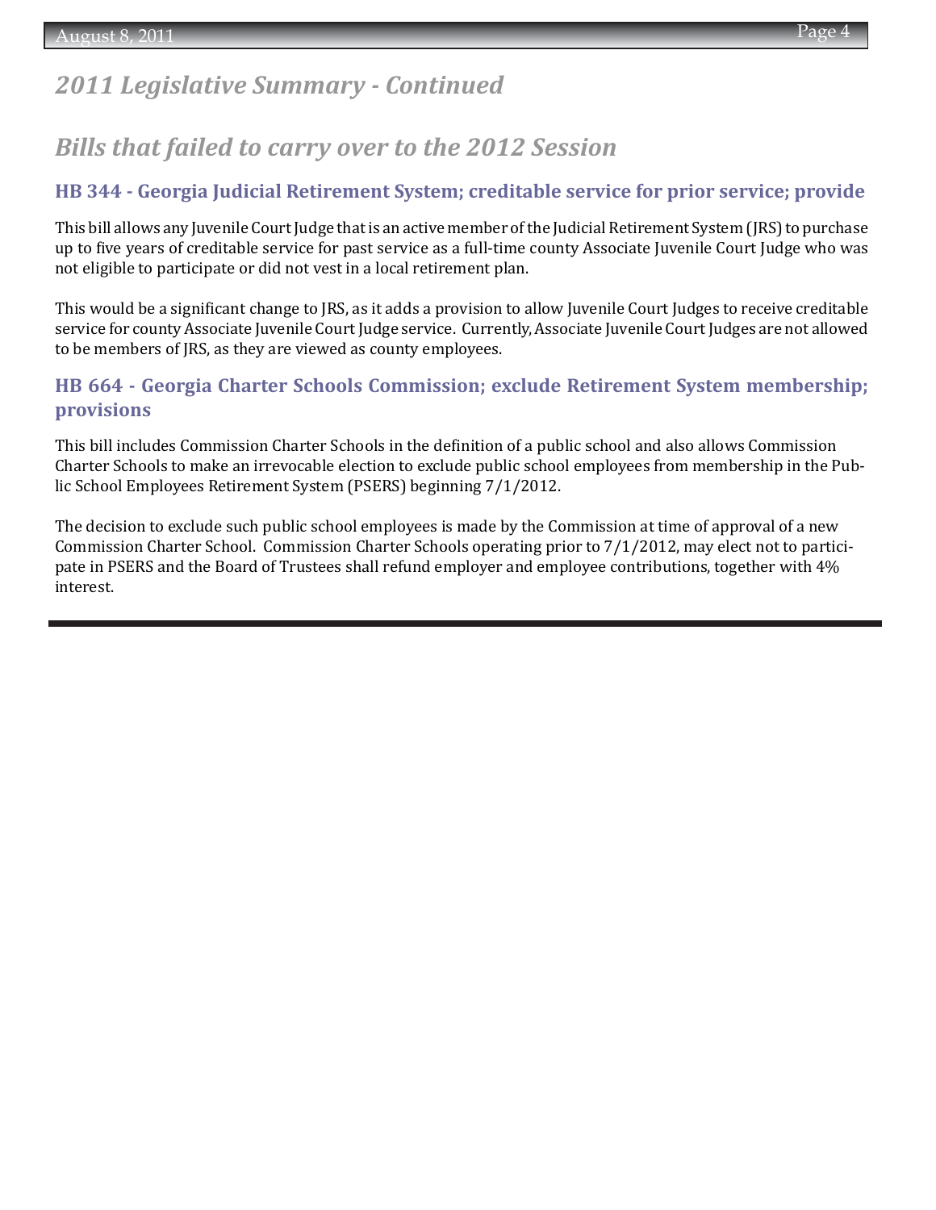# 2011 Legislative Summary - Continued

## Bills that failed to carry over to the 2012 Session

### HB 344 - Georgia Judicial Retirement System; creditable service for prior service; provide

This bill allows any Juvenile Court Judge that is an active member of the Judicial Retirement System (JRS) to purchase up to five years of creditable service for past service as a full-time county Associate Juvenile Court Judge who was not eligible to participate or did not vest in a local retirement plan.

This would be a significant change to JRS, as it adds a provision to allow Juvenile Court Judges to receive creditable service for county Associate Juvenile Court Judge service. Currently, Associate Juvenile Court Judges are not allowed to be members of JRS, as they are viewed as county employees.

### HB 664 - Georgia Charter Schools Commission; exclude Retirement System membership; provisions

This bill includes Commission Charter Schools in the definition of a public school and also allows Commission Charter Schools to make an irrevocable election to exclude public school employees from membership in the Public School Employees Retirement System (PSERS) beginning 7/1/2012.

The decision to exclude such public school employees is made by the Commission at time of approval of a new Commission Charter School. Commission Charter Schools operating prior to 7/1/2012, may elect not to participate in PSERS and the Board of Trustees shall refund employer and employee contributions, together with 4% interest.